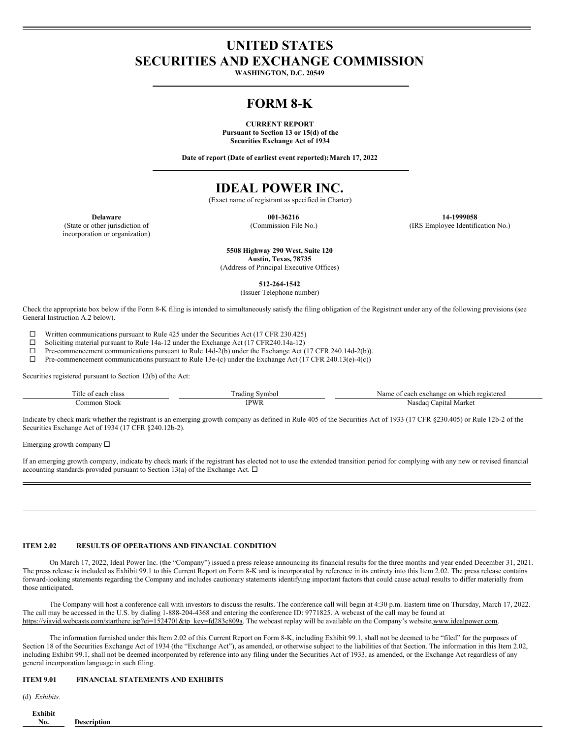# UNITED STATES
# SECURITIES AND EXCHANGE COMMISSION

**WASHINGTON, D.C. 20549**

---

# FORM 8-K

**CURRENT REPORT**
**Pursuant to Section 13 or 15(d) of the**
**Securities Exchange Act of 1934**

**Date of report (Date of earliest event reported): March 17, 2022**

---

# IDEAL POWER INC.

(Exact name of registrant as specified in Charter)

| **Delaware** | **001-36216** | **14-1999058** |
|---|---|---|
| (State or other jurisdiction of incorporation or organization) | (Commission File No.) | (IRS Employee Identification No.) |

**5508 Highway 290 West, Suite 120**
**Austin, Texas, 78735**
(Address of Principal Executive Offices)

**512-264-1542**
(Issuer Telephone number)

Check the appropriate box below if the Form 8-K filing is intended to simultaneously satisfy the filing obligation of the Registrant under any of the following provisions (see General Instruction A.2 below).

☐ Written communications pursuant to Rule 425 under the Securities Act (17 CFR 230.425)
☐ Soliciting material pursuant to Rule 14a-12 under the Exchange Act (17 CFR240.14a-12)
☐ Pre-commencement communications pursuant to Rule 14d-2(b) under the Exchange Act (17 CFR 240.14d-2(b)).
☐ Pre-commencement communications pursuant to Rule 13e-(c) under the Exchange Act (17 CFR 240.13(e)-4(c))

Securities registered pursuant to Section 12(b) of the Act:

| Title of each class | Trading Symbol | Name of each exchange on which registered |
|---|---|---|
| Common Stock | IPWR | Nasdaq Capital Market |

Indicate by check mark whether the registrant is an emerging growth company as defined in Rule 405 of the Securities Act of 1933 (17 CFR §230.405) or Rule 12b-2 of the Securities Exchange Act of 1934 (17 CFR §240.12b-2).

Emerging growth company ☐

If an emerging growth company, indicate by check mark if the registrant has elected not to use the extended transition period for complying with any new or revised financial accounting standards provided pursuant to Section 13(a) of the Exchange Act. ☐

---

**ITEM 2.02 RESULTS OF OPERATIONS AND FINANCIAL CONDITION**

On March 17, 2022, Ideal Power Inc. (the "Company") issued a press release announcing its financial results for the three months and year ended December 31, 2021. The press release is included as Exhibit 99.1 to this Current Report on Form 8-K and is incorporated by reference in its entirety into this Item 2.02. The press release contains forward-looking statements regarding the Company and includes cautionary statements identifying important factors that could cause actual results to differ materially from those anticipated.

The Company will host a conference call with investors to discuss the results. The conference call will begin at 4:30 p.m. Eastern time on Thursday, March 17, 2022. The call may be accessed in the U.S. by dialing 1-888-204-4368 and entering the conference ID: 9771825. A webcast of the call may be found at https://viavid.webcasts.com/starthere.jsp?ei=1524701&tp_key=fd283c809a. The webcast replay will be available on the Company's website, www.idealpower.com.

The information furnished under this Item 2.02 of this Current Report on Form 8-K, including Exhibit 99.1, shall not be deemed to be "filed" for the purposes of Section 18 of the Securities Exchange Act of 1934 (the "Exchange Act"), as amended, or otherwise subject to the liabilities of that Section. The information in this Item 2.02, including Exhibit 99.1, shall not be deemed incorporated by reference into any filing under the Securities Act of 1933, as amended, or the Exchange Act regardless of any general incorporation language in such filing.

**ITEM 9.01 FINANCIAL STATEMENTS AND EXHIBITS**

(d) *Exhibits.*

| Exhibit No. | Description |
|---|---|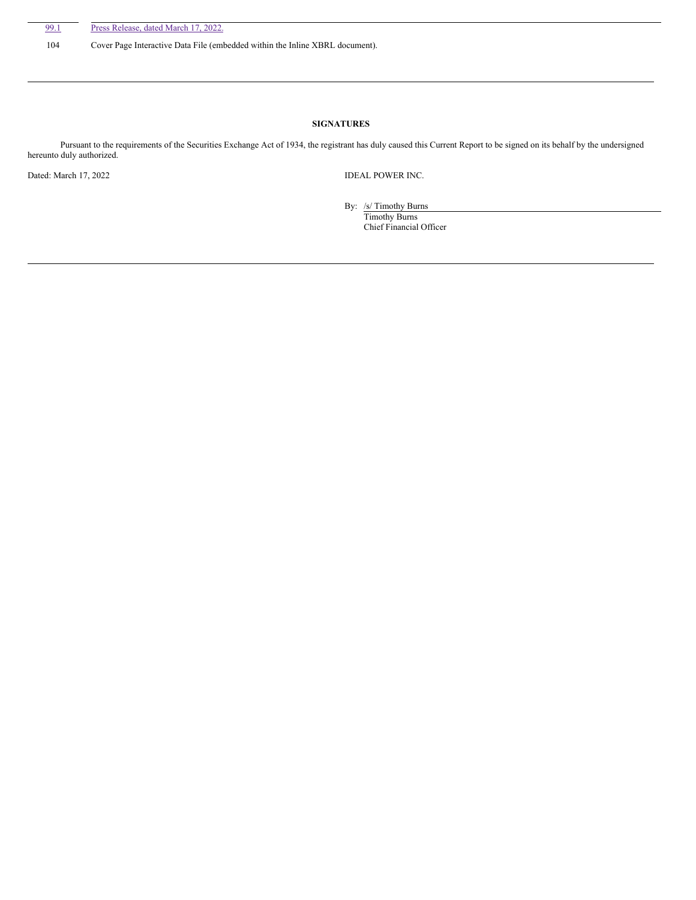| Exhibit No. | Description |
|---|---|
| 99.1 | Press Release, dated March 17, 2022. |
| 104 | Cover Page Interactive Data File (embedded within the Inline XBRL document). |

**SIGNATURES**

Pursuant to the requirements of the Securities Exchange Act of 1934, the registrant has duly caused this Current Report to be signed on its behalf by the undersigned hereunto duly authorized.

Dated: March 17, 2022

IDEAL POWER INC.

By: /s/ Timothy Burns
Timothy Burns
Chief Financial Officer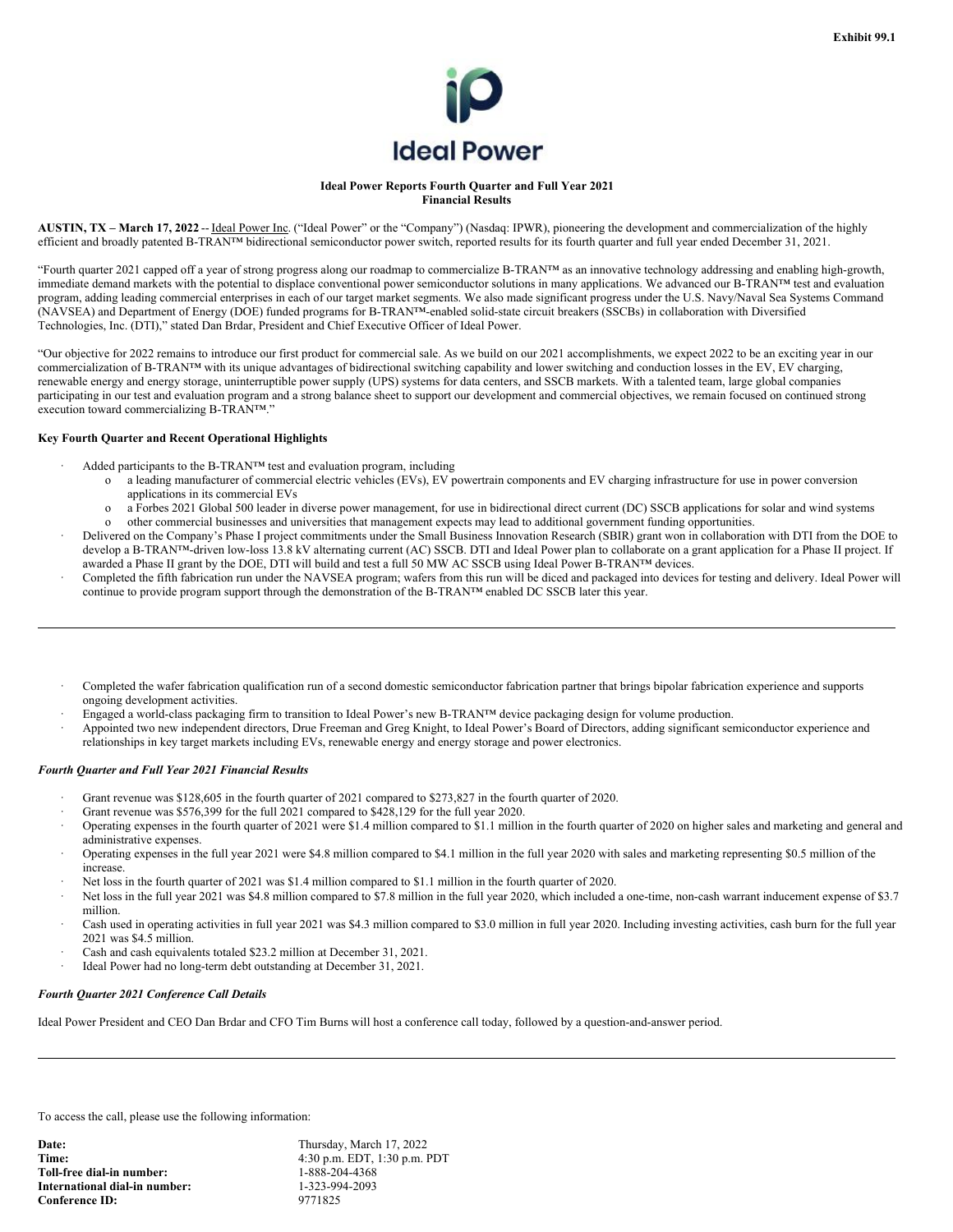Exhibit 99.1

Ideal Power

**Ideal Power Reports Fourth Quarter and Full Year 2021**
**Financial Results**

**AUSTIN, TX – March 17, 2022** -- Ideal Power Inc. ("Ideal Power" or the "Company") (Nasdaq: IPWR), pioneering the development and commercialization of the highly efficient and broadly patented B-TRAN™ bidirectional semiconductor power switch, reported results for its fourth quarter and full year ended December 31, 2021.

"Fourth quarter 2021 capped off a year of strong progress along our roadmap to commercialize B-TRAN™ as an innovative technology addressing and enabling high-growth, immediate demand markets with the potential to displace conventional power semiconductor solutions in many applications. We advanced our B-TRAN™ test and evaluation program, adding leading commercial enterprises in each of our target market segments. We also made significant progress under the U.S. Navy/Naval Sea Systems Command (NAVSEA) and Department of Energy (DOE) funded programs for B-TRAN™-enabled solid-state circuit breakers (SSCBs) in collaboration with Diversified Technologies, Inc. (DTI)," stated Dan Brdar, President and Chief Executive Officer of Ideal Power.

"Our objective for 2022 remains to introduce our first product for commercial sale. As we build on our 2021 accomplishments, we expect 2022 to be an exciting year in our commercialization of B-TRAN™ with its unique advantages of bidirectional switching capability and lower switching and conduction losses in the EV, EV charging, renewable energy and energy storage, uninterruptible power supply (UPS) systems for data centers, and SSCB markets. With a talented team, large global companies participating in our test and evaluation program and a strong balance sheet to support our development and commercial objectives, we remain focused on continued strong execution toward commercializing B-TRAN™."

**Key Fourth Quarter and Recent Operational Highlights**

- Added participants to the B-TRAN™ test and evaluation program, including
  - a leading manufacturer of commercial electric vehicles (EVs), EV powertrain components and EV charging infrastructure for use in power conversion applications in its commercial EVs
  - a Forbes 2021 Global 500 leader in diverse power management, for use in bidirectional direct current (DC) SSCB applications for solar and wind systems
  - other commercial businesses and universities that management expects may lead to additional government funding opportunities.
- Delivered on the Company's Phase I project commitments under the Small Business Innovation Research (SBIR) grant won in collaboration with DTI from the DOE to develop a B-TRAN™-driven low-loss 13.8 kV alternating current (AC) SSCB. DTI and Ideal Power plan to collaborate on a grant application for a Phase II project. If awarded a Phase II grant by the DOE, DTI will build and test a full 50 MW AC SSCB using Ideal Power B-TRAN™ devices.
- Completed the fifth fabrication run under the NAVSEA program; wafers from this run will be diced and packaged into devices for testing and delivery. Ideal Power will continue to provide program support through the demonstration of the B-TRAN™ enabled DC SSCB later this year.

---

- Completed the wafer fabrication qualification run of a second domestic semiconductor fabrication partner that brings bipolar fabrication experience and supports ongoing development activities.
- Engaged a world-class packaging firm to transition to Ideal Power's new B-TRAN™ device packaging design for volume production.
- Appointed two new independent directors, Drue Freeman and Greg Knight, to Ideal Power's Board of Directors, adding significant semiconductor experience and relationships in key target markets including EVs, renewable energy and energy storage and power electronics.

***Fourth Quarter and Full Year 2021 Financial Results***

- Grant revenue was $128,605 in the fourth quarter of 2021 compared to $273,827 in the fourth quarter of 2020.
- Grant revenue was $576,399 for the full 2021 compared to $428,129 for the full year 2020.
- Operating expenses in the fourth quarter of 2021 were $1.4 million compared to $1.1 million in the fourth quarter of 2020 on higher sales and marketing and general and administrative expenses.
- Operating expenses in the full year 2021 were $4.8 million compared to $4.1 million in the full year 2020 with sales and marketing representing $0.5 million of the increase.
- Net loss in the fourth quarter of 2021 was $1.4 million compared to $1.1 million in the fourth quarter of 2020.
- Net loss in the full year 2021 was $4.8 million compared to $7.8 million in the full year 2020, which included a one-time, non-cash warrant inducement expense of $3.7 million.
- Cash used in operating activities in full year 2021 was $4.3 million compared to $3.0 million in full year 2020. Including investing activities, cash burn for the full year 2021 was $4.5 million.
- Cash and cash equivalents totaled $23.2 million at December 31, 2021.
- Ideal Power had no long-term debt outstanding at December 31, 2021.

***Fourth Quarter 2021 Conference Call Details***

Ideal Power President and CEO Dan Brdar and CFO Tim Burns will host a conference call today, followed by a question-and-answer period.

---

To access the call, please use the following information:

| | |
|---|---|
| **Date:** | Thursday, March 17, 2022 |
| **Time:** | 4:30 p.m. EDT, 1:30 p.m. PDT |
| **Toll-free dial-in number:** | 1-888-204-4368 |
| **International dial-in number:** | 1-323-994-2093 |
| **Conference ID:** | 9771825 |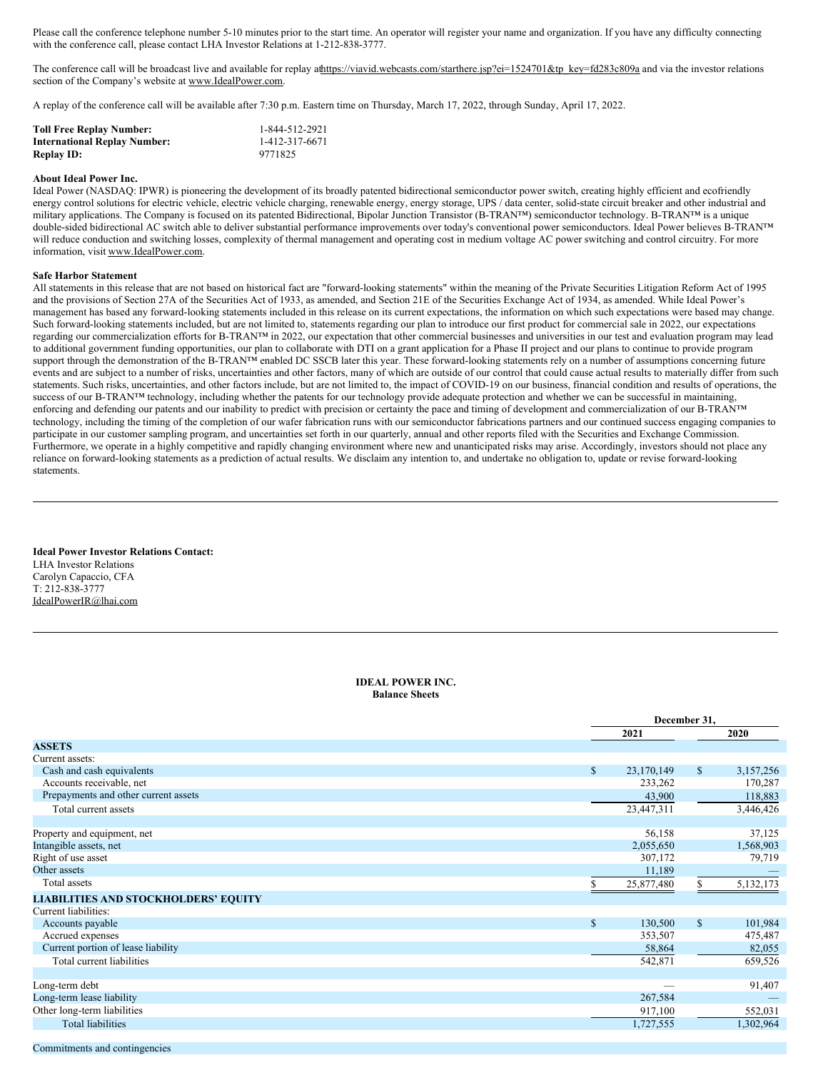Please call the conference telephone number 5-10 minutes prior to the start time. An operator will register your name and organization. If you have any difficulty connecting with the conference call, please contact LHA Investor Relations at 1-212-838-3777.

The conference call will be broadcast live and available for replay at https://viavid.webcasts.com/starthere.jsp?ei=1524701&tp_key=fd283c809a and via the investor relations section of the Company's website at www.IdealPower.com.

A replay of the conference call will be available after 7:30 p.m. Eastern time on Thursday, March 17, 2022, through Sunday, April 17, 2022.

| | |
|---|---|
| **Toll Free Replay Number:** | 1-844-512-2921 |
| **International Replay Number:** | 1-412-317-6671 |
| **Replay ID:** | 9771825 |

**About Ideal Power Inc.**
Ideal Power (NASDAQ: IPWR) is pioneering the development of its broadly patented bidirectional semiconductor power switch, creating highly efficient and ecofriendly energy control solutions for electric vehicle, electric vehicle charging, renewable energy, energy storage, UPS / data center, solid-state circuit breaker and other industrial and military applications. The Company is focused on its patented Bidirectional, Bipolar Junction Transistor (B-TRAN™) semiconductor technology. B-TRAN™ is a unique double-sided bidirectional AC switch able to deliver substantial performance improvements over today's conventional power semiconductors. Ideal Power believes B-TRAN™ will reduce conduction and switching losses, complexity of thermal management and operating cost in medium voltage AC power switching and control circuitry. For more information, visit www.IdealPower.com.

**Safe Harbor Statement**
All statements in this release that are not based on historical fact are "forward-looking statements" within the meaning of the Private Securities Litigation Reform Act of 1995 and the provisions of Section 27A of the Securities Act of 1933, as amended, and Section 21E of the Securities Exchange Act of 1934, as amended. While Ideal Power's management has based any forward-looking statements included in this release on its current expectations, the information on which such expectations were based may change. Such forward-looking statements included, but are not limited to, statements regarding our plan to introduce our first product for commercial sale in 2022, our expectations regarding our commercialization efforts for B-TRAN™ in 2022, our expectation that other commercial businesses and universities in our test and evaluation program may lead to additional government funding opportunities, our plan to collaborate with DTI on a grant application for a Phase II project and our plans to continue to provide program support through the demonstration of the B-TRAN™ enabled DC SSCB later this year. These forward-looking statements rely on a number of assumptions concerning future events and are subject to a number of risks, uncertainties and other factors, many of which are outside of our control that could cause actual results to materially differ from such statements. Such risks, uncertainties, and other factors include, but are not limited to, the impact of COVID-19 on our business, financial condition and results of operations, the success of our B-TRAN™ technology, including whether the patents for our technology provide adequate protection and whether we can be successful in maintaining, enforcing and defending our patents and our inability to predict with precision or certainty the pace and timing of development and commercialization of our B-TRAN™ technology, including the timing of the completion of our wafer fabrication runs with our semiconductor fabrications partners and our continued success engaging companies to participate in our customer sampling program, and uncertainties set forth in our quarterly, annual and other reports filed with the Securities and Exchange Commission. Furthermore, we operate in a highly competitive and rapidly changing environment where new and unanticipated risks may arise. Accordingly, investors should not place any reliance on forward-looking statements as a prediction of actual results. We disclaim any intention to, and undertake no obligation to, update or revise forward-looking statements.

---

**Ideal Power Investor Relations Contact:**
LHA Investor Relations
Carolyn Capaccio, CFA
T: 212-838-3777
IdealPowerIR@lhai.com

---

**IDEAL POWER INC.**
**Balance Sheets**

| | December 31, 2021 | December 31, 2020 |
|---|---|---|
| **ASSETS** | | |
| Current assets: | | |
| Cash and cash equivalents | $ 23,170,149 | $ 3,157,256 |
| Accounts receivable, net | 233,262 | 170,287 |
| Prepayments and other current assets | 43,900 | 118,883 |
| Total current assets | 23,447,311 | 3,446,426 |
| | | |
| Property and equipment, net | 56,158 | 37,125 |
| Intangible assets, net | 2,055,650 | 1,568,903 |
| Right of use asset | 307,172 | 79,719 |
| Other assets | 11,189 | — |
| Total assets | $ 25,877,480 | $ 5,132,173 |
| **LIABILITIES AND STOCKHOLDERS' EQUITY** | | |
| Current liabilities: | | |
| Accounts payable | $ 130,500 | $ 101,984 |
| Accrued expenses | 353,507 | 475,487 |
| Current portion of lease liability | 58,864 | 82,055 |
| Total current liabilities | 542,871 | 659,526 |
| | | |
| Long-term debt | — | 91,407 |
| Long-term lease liability | 267,584 | — |
| Other long-term liabilities | 917,100 | 552,031 |
| Total liabilities | 1,727,555 | 1,302,964 |
| | | |
| Commitments and contingencies | | |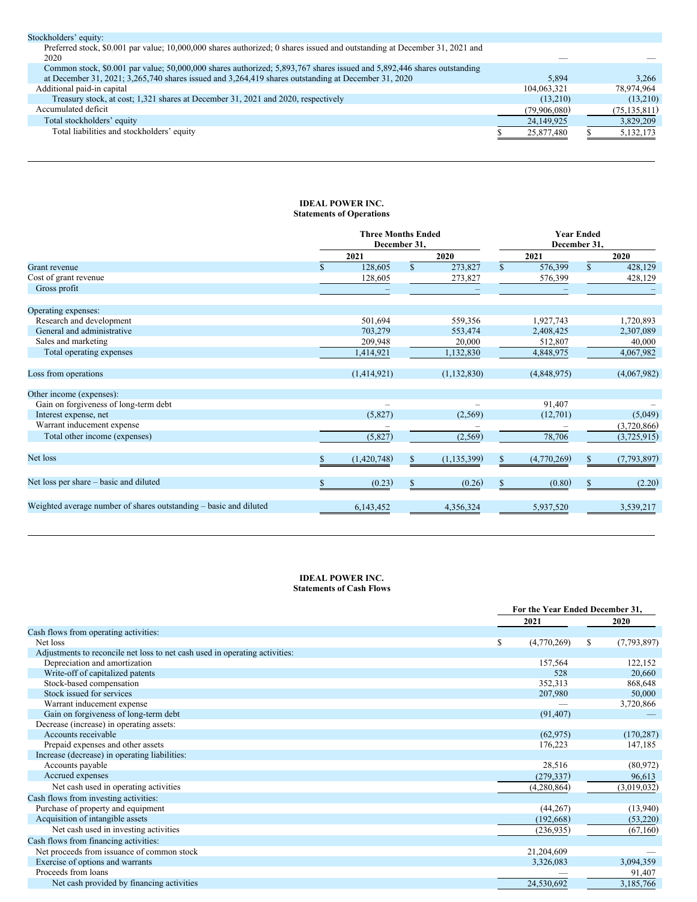| | 2021 | 2020 |
|---|---|---|
| Stockholders' equity: | | |
| Preferred stock, $0.001 par value; 10,000,000 shares authorized; 0 shares issued and outstanding at December 31, 2021 and 2020 | — | — |
| Common stock, $0.001 par value; 50,000,000 shares authorized; 5,893,767 shares issued and 5,892,446 shares outstanding at December 31, 2021; 3,265,740 shares issued and 3,264,419 shares outstanding at December 31, 2020 | 5,894 | 3,266 |
| Additional paid-in capital | 104,063,321 | 78,974,964 |
| Treasury stock, at cost; 1,321 shares at December 31, 2021 and 2020, respectively | (13,210) | (13,210) |
| Accumulated deficit | (79,906,080) | (75,135,811) |
| Total stockholders' equity | 24,149,925 | 3,829,209 |
| Total liabilities and stockholders' equity | $ 25,877,480 | $ 5,132,173 |

**IDEAL POWER INC.**
**Statements of Operations**

| | Three Months Ended December 31, | | Year Ended December 31, | |
|---|---|---|---|---|
| | 2021 | 2020 | 2021 | 2020 |
| Grant revenue | $ 128,605 | $ 273,827 | $ 576,399 | $ 428,129 |
| Cost of grant revenue | 128,605 | 273,827 | 576,399 | 428,129 |
| Gross profit | – | – | – | – |
| Operating expenses: | | | | |
| Research and development | 501,694 | 559,356 | 1,927,743 | 1,720,893 |
| General and administrative | 703,279 | 553,474 | 2,408,425 | 2,307,089 |
| Sales and marketing | 209,948 | 20,000 | 512,807 | 40,000 |
| Total operating expenses | 1,414,921 | 1,132,830 | 4,848,975 | 4,067,982 |
| Loss from operations | (1,414,921) | (1,132,830) | (4,848,975) | (4,067,982) |
| Other income (expenses): | | | | |
| Gain on forgiveness of long-term debt | – | – | 91,407 | – |
| Interest expense, net | (5,827) | (2,569) | (12,701) | (5,049) |
| Warrant inducement expense | – | – | – | (3,720,866) |
| Total other income (expenses) | (5,827) | (2,569) | 78,706 | (3,725,915) |
| Net loss | $ (1,420,748) | $ (1,135,399) | $ (4,770,269) | $ (7,793,897) |
| Net loss per share – basic and diluted | $ (0.23) | $ (0.26) | $ (0.80) | $ (2.20) |
| Weighted average number of shares outstanding – basic and diluted | 6,143,452 | 4,356,324 | 5,937,520 | 3,539,217 |

**IDEAL POWER INC.**
**Statements of Cash Flows**

| | For the Year Ended December 31, | |
|---|---|---|
| | 2021 | 2020 |
| Cash flows from operating activities: | | |
| Net loss | $ (4,770,269) | $ (7,793,897) |
| Adjustments to reconcile net loss to net cash used in operating activities: | | |
| Depreciation and amortization | 157,564 | 122,152 |
| Write-off of capitalized patents | 528 | 20,660 |
| Stock-based compensation | 352,313 | 868,648 |
| Stock issued for services | 207,980 | 50,000 |
| Warrant inducement expense | — | 3,720,866 |
| Gain on forgiveness of long-term debt | (91,407) | — |
| Decrease (increase) in operating assets: | | |
| Accounts receivable | (62,975) | (170,287) |
| Prepaid expenses and other assets | 176,223 | 147,185 |
| Increase (decrease) in operating liabilities: | | |
| Accounts payable | 28,516 | (80,972) |
| Accrued expenses | (279,337) | 96,613 |
| Net cash used in operating activities | (4,280,864) | (3,019,032) |
| Cash flows from investing activities: | | |
| Purchase of property and equipment | (44,267) | (13,940) |
| Acquisition of intangible assets | (192,668) | (53,220) |
| Net cash used in investing activities | (236,935) | (67,160) |
| Cash flows from financing activities: | | |
| Net proceeds from issuance of common stock | 21,204,609 | — |
| Exercise of options and warrants | 3,326,083 | 3,094,359 |
| Proceeds from loans | — | 91,407 |
| Net cash provided by financing activities | 24,530,692 | 3,185,766 |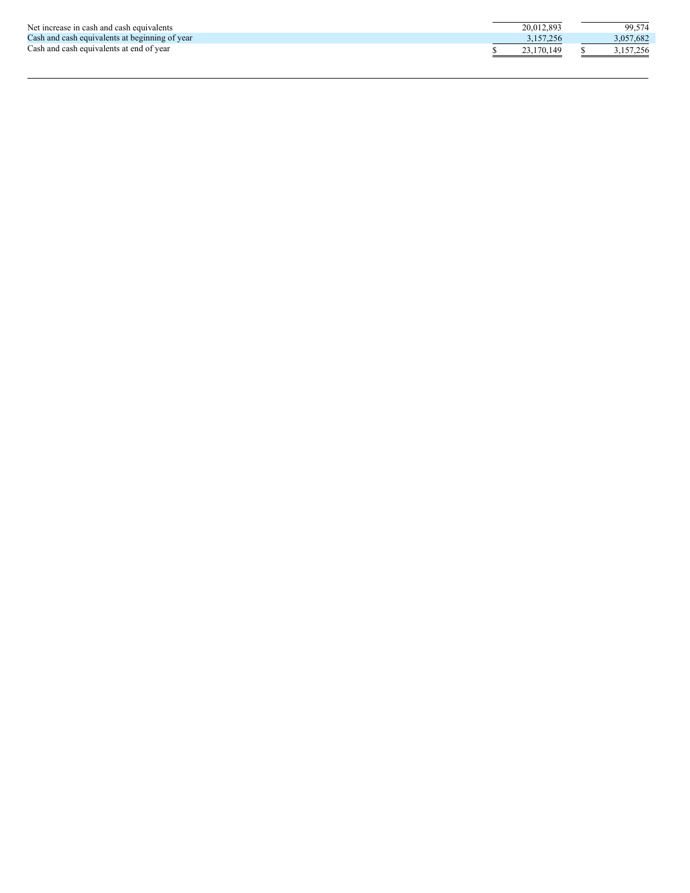| | | |
|---|---|---|
| Net increase in cash and cash equivalents | 20,012,893 | 99,574 |
| Cash and cash equivalents at beginning of year | 3,157,256 | 3,057,682 |
| Cash and cash equivalents at end of year | $ 23,170,149 | $ 3,157,256 |